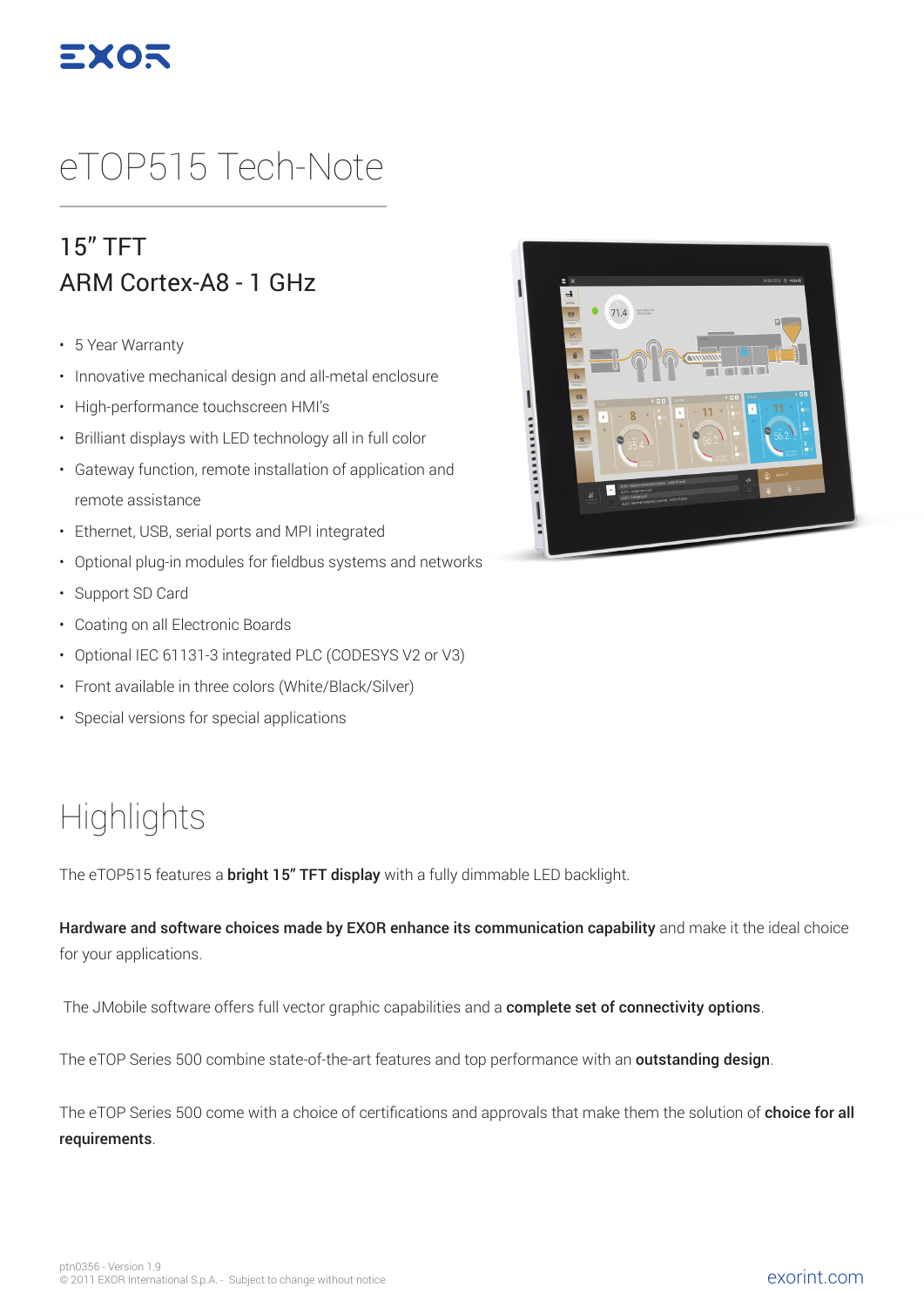EXOR

# eTOP515 Tech-Note

## 15" TFT
## ARM Cortex-A8 - 1 GHz

- 5 Year Warranty
- Innovative mechanical design and all-metal enclosure
- High-performance touchscreen HMI's
- Brilliant displays with LED technology all in full color
- Gateway function, remote installation of application and remote assistance
- Ethernet, USB, serial ports and MPI integrated
- Optional plug-in modules for fieldbus systems and networks
- Support SD Card
- Coating on all Electronic Boards
- Optional IEC 61131-3 integrated PLC (CODESYS V2 or V3)
- Front available in three colors (White/Black/Silver)
- Special versions for special applications

# Highlights

The eTOP515 features a **bright 15" TFT display** with a fully dimmable LED backlight.

**Hardware and software choices made by EXOR enhance its communication capability** and make it the ideal choice for your applications.

The JMobile software offers full vector graphic capabilities and a **complete set of connectivity options**.

The eTOP Series 500 combine state-of-the-art features and top performance with an **outstanding design**.

The eTOP Series 500 come with a choice of certifications and approvals that make them the solution of **choice for all requirements**.

ptn0356 - Version 1.9
© 2011 EXOR International S.p.A. - Subject to change without notice

exorint.com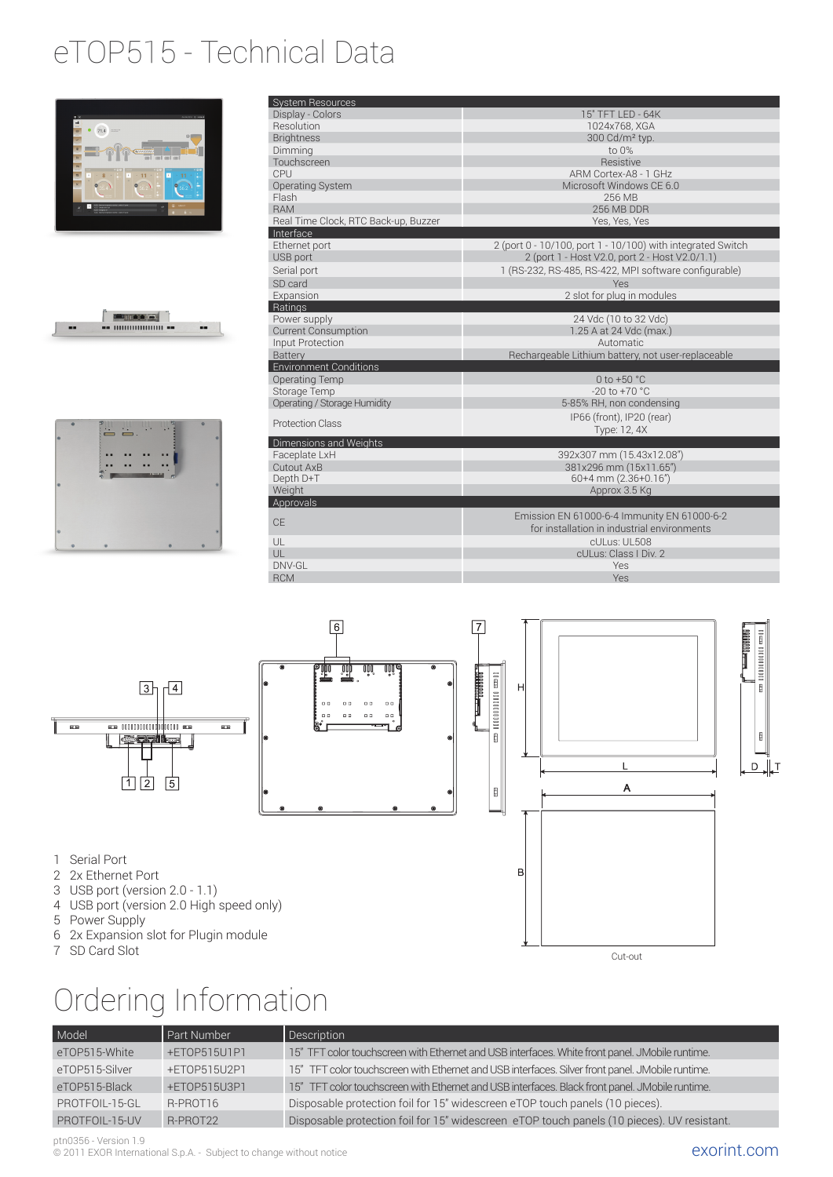# eTOP515 - Technical Data

| | |
|---|---|
| **System Resources** | |
| Display - Colors | 15" TFT LED - 64K |
| Resolution | 1024x768, XGA |
| Brightness | 300 Cd/m² typ. |
| Dimming | to 0% |
| Touchscreen | Resistive |
| CPU | ARM Cortex-A8 - 1 GHz |
| Operating System | Microsoft Windows CE 6.0 |
| Flash | 256 MB |
| RAM | 256 MB DDR |
| Real Time Clock, RTC Back-up, Buzzer | Yes, Yes, Yes |
| **Interface** | |
| Ethernet port | 2 (port 0 - 10/100, port 1 - 10/100) with integrated Switch |
| USB port | 2 (port 1 - Host V2.0, port 2 - Host V2.0/1.1) |
| Serial port | 1 (RS-232, RS-485, RS-422, MPI software configurable) |
| SD card | Yes |
| Expansion | 2 slot for plug in modules |
| **Ratings** | |
| Power supply | 24 Vdc (10 to 32 Vdc) |
| Current Consumption | 1.25 A at 24 Vdc (max.) |
| Input Protection | Automatic |
| Battery | Rechargeable Lithium battery, not user-replaceable |
| **Environment Conditions** | |
| Operating Temp | 0 to +50 °C |
| Storage Temp | -20 to +70 °C |
| Operating / Storage Humidity | 5-85% RH, non condensing |
| Protection Class | IP66 (front), IP20 (rear) Type: 12, 4X |
| **Dimensions and Weights** | |
| Faceplate LxH | 392x307 mm (15.43x12.08") |
| Cutout AxB | 381x296 mm (15x11.65") |
| Depth D+T | 60+4 mm (2.36+0.16") |
| Weight | Approx 3.5 Kg |
| **Approvals** | |
| CE | Emission EN 61000-6-4 Immunity EN 61000-6-2 for installation in industrial environments |
| UL | cULus: UL508 |
| UL | cULus: Class I Div. 2 |
| DNV-GL | Yes |
| RCM | Yes |

1 Serial Port
2 2x Ethernet Port
3 USB port (version 2.0 - 1.1)
4 USB port (version 2.0 High speed only)
5 Power Supply
6 2x Expansion slot for Plugin module
7 SD Card Slot

H L D T A B

Cut-out

# Ordering Information

| Model | Part Number | Description |
|---|---|---|
| eTOP515-White | +ETOP515U1P1 | 15" TFT color touchscreen with Ethernet and USB interfaces. White front panel. JMobile runtime. |
| eTOP515-Silver | +ETOP515U2P1 | 15" TFT color touchscreen with Ethernet and USB interfaces. Silver front panel. JMobile runtime. |
| eTOP515-Black | +ETOP515U3P1 | 15" TFT color touchscreen with Ethernet and USB interfaces. Black front panel. JMobile runtime. |
| PROTFOIL-15-GL | R-PROT16 | Disposable protection foil for 15" widescreen eTOP touch panels (10 pieces). |
| PROTFOIL-15-UV | R-PROT22 | Disposable protection foil for 15" widescreen eTOP touch panels (10 pieces). UV resistant. |

ptn0356 - Version 1.9
© 2011 EXOR International S.p.A. - Subject to change without notice

exorint.com